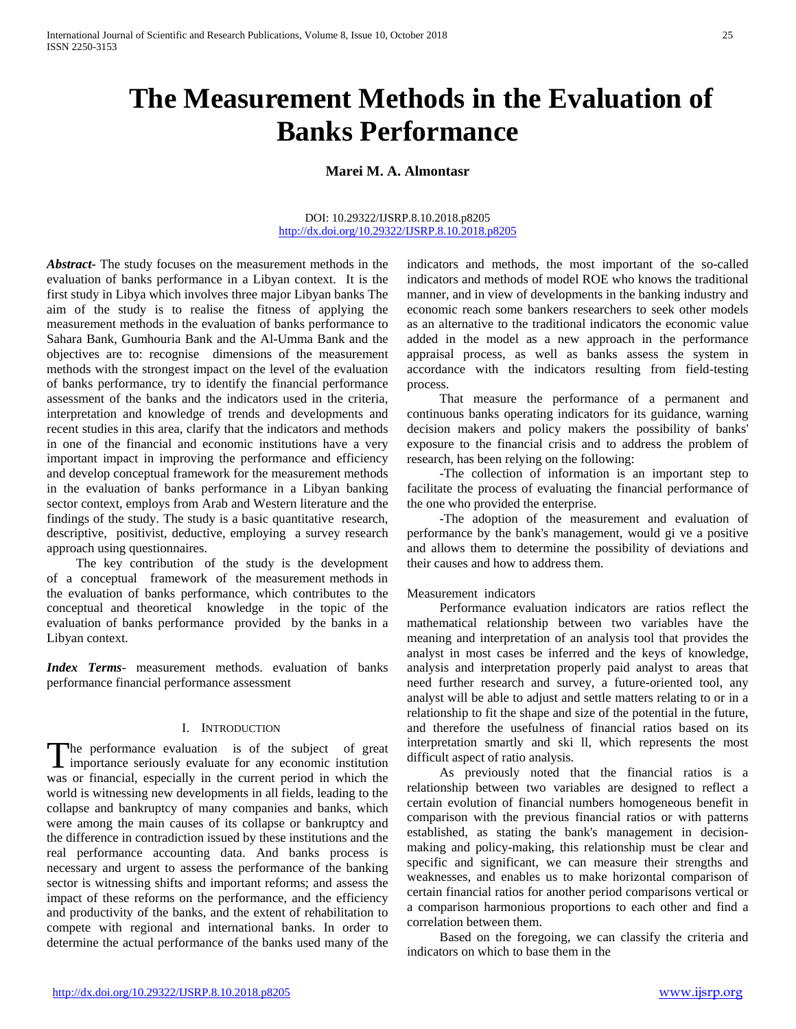# The Measurement Methods in the Evaluation of Banks Performance

**Marei M. A. Almontasr**

DOI: 10.29322/IJSRP.8.10.2018.p8205
http://dx.doi.org/10.29322/IJSRP.8.10.2018.p8205

***Abstract***- The study focuses on the measurement methods in the evaluation of banks performance in a Libyan context. It is the first study in Libya which involves three major Libyan banks The aim of the study is to realise the fitness of applying the measurement methods in the evaluation of banks performance to Sahara Bank, Gumhouria Bank and the Al-Umma Bank and the objectives are to: recognise dimensions of the measurement methods with the strongest impact on the level of the evaluation of banks performance, try to identify the financial performance assessment of the banks and the indicators used in the criteria, interpretation and knowledge of trends and developments and recent studies in this area, clarify that the indicators and methods in one of the financial and economic institutions have a very important impact in improving the performance and efficiency and develop conceptual framework for the measurement methods in the evaluation of banks performance in a Libyan banking sector context, employs from Arab and Western literature and the findings of the study. The study is a basic quantitative research, descriptive, positivist, deductive, employing a survey research approach using questionnaires.

The key contribution of the study is the development of a conceptual framework of the measurement methods in the evaluation of banks performance, which contributes to the conceptual and theoretical knowledge in the topic of the evaluation of banks performance provided by the banks in a Libyan context.

***Index Terms***- measurement methods. evaluation of banks performance financial performance assessment

## I. Introduction

The performance evaluation is of the subject of great importance seriously evaluate for any economic institution was or financial, especially in the current period in which the world is witnessing new developments in all fields, leading to the collapse and bankruptcy of many companies and banks, which were among the main causes of its collapse or bankruptcy and the difference in contradiction issued by these institutions and the real performance accounting data. And banks process is necessary and urgent to assess the performance of the banking sector is witnessing shifts and important reforms; and assess the impact of these reforms on the performance, and the efficiency and productivity of the banks, and the extent of rehabilitation to compete with regional and international banks. In order to determine the actual performance of the banks used many of the indicators and methods, the most important of the so-called indicators and methods of model ROE who knows the traditional manner, and in view of developments in the banking industry and economic reach some bankers researchers to seek other models as an alternative to the traditional indicators the economic value added in the model as a new approach in the performance appraisal process, as well as banks assess the system in accordance with the indicators resulting from field-testing process.

That measure the performance of a permanent and continuous banks operating indicators for its guidance, warning decision makers and policy makers the possibility of banks' exposure to the financial crisis and to address the problem of research, has been relying on the following:

-The collection of information is an important step to facilitate the process of evaluating the financial performance of the one who provided the enterprise.

-The adoption of the measurement and evaluation of performance by the bank's management, would gi ve a positive and allows them to determine the possibility of deviations and their causes and how to address them.

Measurement indicators

Performance evaluation indicators are ratios reflect the mathematical relationship between two variables have the meaning and interpretation of an analysis tool that provides the analyst in most cases be inferred and the keys of knowledge, analysis and interpretation properly paid analyst to areas that need further research and survey, a future-oriented tool, any analyst will be able to adjust and settle matters relating to or in a relationship to fit the shape and size of the potential in the future, and therefore the usefulness of financial ratios based on its interpretation smartly and ski ll, which represents the most difficult aspect of ratio analysis.

As previously noted that the financial ratios is a relationship between two variables are designed to reflect a certain evolution of financial numbers homogeneous benefit in comparison with the previous financial ratios or with patterns established, as stating the bank's management in decision-making and policy-making, this relationship must be clear and specific and significant, we can measure their strengths and weaknesses, and enables us to make horizontal comparison of certain financial ratios for another period comparisons vertical or a comparison harmonious proportions to each other and find a correlation between them.

Based on the foregoing, we can classify the criteria and indicators on which to base them in the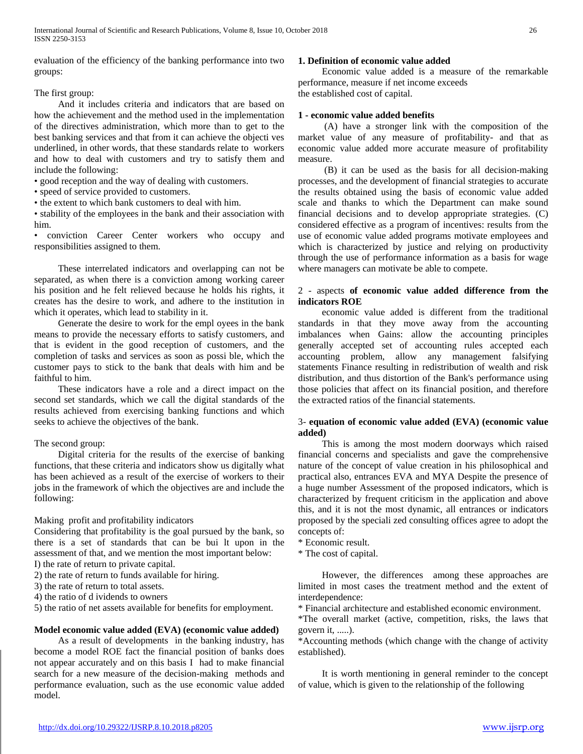evaluation of the efficiency of the banking performance into two groups:

The first group:

And it includes criteria and indicators that are based on how the achievement and the method used in the implementation of the directives administration, which more than to get to the best banking services and that from it can achieve the objecti ves underlined, in other words, that these standards relate to workers and how to deal with customers and try to satisfy them and include the following:

- good reception and the way of dealing with customers.
- speed of service provided to customers.
- the extent to which bank customers to deal with him.
- stability of the employees in the bank and their association with him.
- conviction Career Center workers who occupy and responsibilities assigned to them.

These interrelated indicators and overlapping can not be separated, as when there is a conviction among working career his position and he felt relieved because he holds his rights, it creates has the desire to work, and adhere to the institution in which it operates, which lead to stability in it.

Generate the desire to work for the empl oyees in the bank means to provide the necessary efforts to satisfy customers, and that is evident in the good reception of customers, and the completion of tasks and services as soon as possi ble, which the customer pays to stick to the bank that deals with him and be faithful to him.

These indicators have a role and a direct impact on the second set standards, which we call the digital standards of the results achieved from exercising banking functions and which seeks to achieve the objectives of the bank.

The second group:

Digital criteria for the results of the exercise of banking functions, that these criteria and indicators show us digitally what has been achieved as a result of the exercise of workers to their jobs in the framework of which the objectives are and include the following:

Making profit and profitability indicators

Considering that profitability is the goal pursued by the bank, so there is a set of standards that can be bui lt upon in the assessment of that, and we mention the most important below:

I) the rate of return to private capital.
2) the rate of return to funds available for hiring.
3) the rate of return to total assets.
4) the ratio of d ividends to owners
5) the ratio of net assets available for benefits for employment.

**Model economic value added (EVA) (economic value added)**

As a result of developments in the banking industry, has become a model ROE fact the financial position of banks does not appear accurately and on this basis I had to make financial search for a new measure of the decision-making methods and performance evaluation, such as the use economic value added model.

**1. Definition of economic value added**

Economic value added is a measure of the remarkable performance, measure if net income exceeds
the established cost of capital.

**1 - economic value added benefits**

(A) have a stronger link with the composition of the market value of any measure of profitability- and that as economic value added more accurate measure of profitability measure.

(B) it can be used as the basis for all decision-making processes, and the development of financial strategies to accurate the results obtained using the basis of economic value added scale and thanks to which the Department can make sound financial decisions and to develop appropriate strategies. (C) considered effective as a program of incentives: results from the use of economic value added programs motivate employees and which is characterized by justice and relying on productivity through the use of performance information as a basis for wage where managers can motivate be able to compete.

2 - aspects **of economic value added difference from the indicators ROE**

economic value added is different from the traditional standards in that they move away from the accounting imbalances when Gains: allow the accounting principles generally accepted set of accounting rules accepted each accounting problem, allow any management falsifying statements Finance resulting in redistribution of wealth and risk distribution, and thus distortion of the Bank's performance using those policies that affect on its financial position, and therefore the extracted ratios of the financial statements.

3- **equation of economic value added (EVA) (economic value added)**

This is among the most modern doorways which raised financial concerns and specialists and gave the comprehensive nature of the concept of value creation in his philosophical and practical also, entrances EVA and MYA Despite the presence of a huge number Assessment of the proposed indicators, which is characterized by frequent criticism in the application and above this, and it is not the most dynamic, all entrances or indicators proposed by the speciali zed consulting offices agree to adopt the concepts of:

* Economic result.
* The cost of capital.

However, the differences among these approaches are limited in most cases the treatment method and the extent of interdependence:

* Financial architecture and established economic environment.
*The overall market (active, competition, risks, the laws that govern it, .....).
*Accounting methods (which change with the change of activity established).

It is worth mentioning in general reminder to the concept of value, which is given to the relationship of the following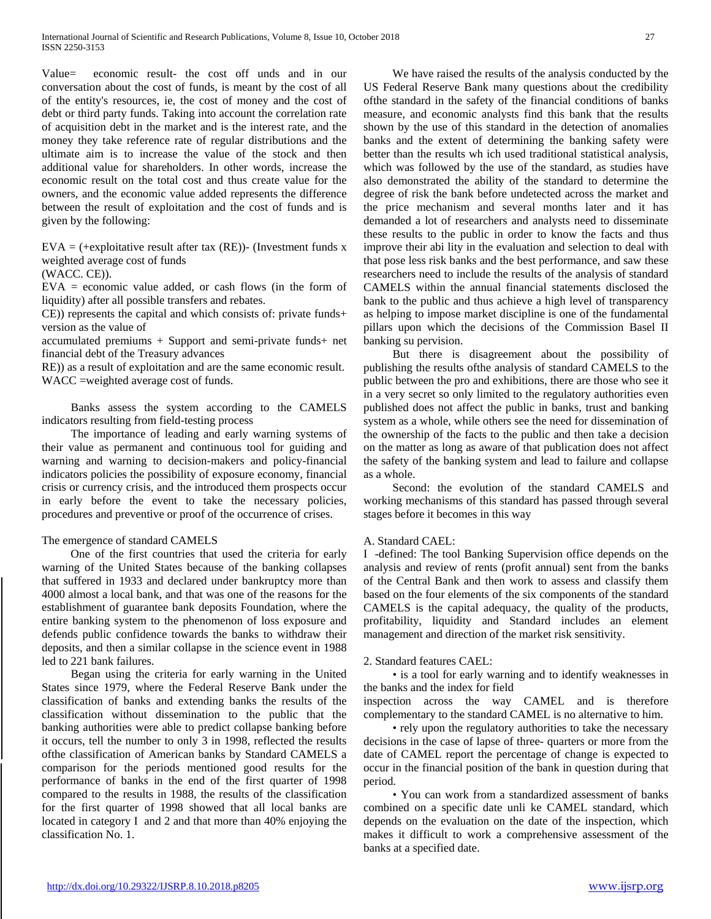Value= economic result- the cost off unds and in our conversation about the cost of funds, is meant by the cost of all of the entity's resources, ie, the cost of money and the cost of debt or third party funds. Taking into account the correlation rate of acquisition debt in the market and is the interest rate, and the money they take reference rate of regular distributions and the ultimate aim is to increase the value of the stock and then additional value for shareholders. In other words, increase the economic result on the total cost and thus create value for the owners, and the economic value added represents the difference between the result of exploitation and the cost of funds and is given by the following:

EVA = (+exploitative result after tax (RE))- (Investment funds x weighted average cost of funds

(WACC. CE)).

EVA = economic value added, or cash flows (in the form of liquidity) after all possible transfers and rebates.

CE)) represents the capital and which consists of: private funds+ version as the value of

accumulated premiums + Support and semi-private funds+ net financial debt of the Treasury advances

RE)) as a result of exploitation and are the same economic result.

WACC =weighted average cost of funds.

Banks assess the system according to the CAMELS indicators resulting from field-testing process

The importance of leading and early warning systems of their value as permanent and continuous tool for guiding and warning and warning to decision-makers and policy-financial indicators policies the possibility of exposure economy, financial crisis or currency crisis, and the introduced them prospects occur in early before the event to take the necessary policies, procedures and preventive or proof of the occurrence of crises.

The emergence of standard CAMELS

One of the first countries that used the criteria for early warning of the United States because of the banking collapses that suffered in 1933 and declared under bankruptcy more than 4000 almost a local bank, and that was one of the reasons for the establishment of guarantee bank deposits Foundation, where the entire banking system to the phenomenon of loss exposure and defends public confidence towards the banks to withdraw their deposits, and then a similar collapse in the science event in 1988 led to 221 bank failures.

Began using the criteria for early warning in the United States since 1979, where the Federal Reserve Bank under the classification of banks and extending banks the results of the classification without dissemination to the public that the banking authorities were able to predict collapse banking before it occurs, tell the number to only 3 in 1998, reflected the results ofthe classification of American banks by Standard CAMELS a comparison for the periods mentioned good results for the performance of banks in the end of the first quarter of 1998 compared to the results in 1988, the results of the classification for the first quarter of 1998 showed that all local banks are located in category I and 2 and that more than 40% enjoying the classification No. 1.

We have raised the results of the analysis conducted by the US Federal Reserve Bank many questions about the credibility ofthe standard in the safety of the financial conditions of banks measure, and economic analysts find this bank that the results shown by the use of this standard in the detection of anomalies banks and the extent of determining the banking safety were better than the results wh ich used traditional statistical analysis, which was followed by the use of the standard, as studies have also demonstrated the ability of the standard to determine the degree of risk the bank before undetected across the market and the price mechanism and several months later and it has demanded a lot of researchers and analysts need to disseminate these results to the public in order to know the facts and thus improve their abi lity in the evaluation and selection to deal with that pose less risk banks and the best performance, and saw these researchers need to include the results of the analysis of standard CAMELS within the annual financial statements disclosed the bank to the public and thus achieve a high level of transparency as helping to impose market discipline is one of the fundamental pillars upon which the decisions of the Commission Basel II banking su pervision.

But there is disagreement about the possibility of publishing the results ofthe analysis of standard CAMELS to the public between the pro and exhibitions, there are those who see it in a very secret so only limited to the regulatory authorities even published does not affect the public in banks, trust and banking system as a whole, while others see the need for dissemination of the ownership of the facts to the public and then take a decision on the matter as long as aware of that publication does not affect the safety of the banking system and lead to failure and collapse as a whole.

Second: the evolution of the standard CAMELS and working mechanisms of this standard has passed through several stages before it becomes in this way

A. Standard CAEL:

I -defined: The tool Banking Supervision office depends on the analysis and review of rents (profit annual) sent from the banks of the Central Bank and then work to assess and classify them based on the four elements of the six components of the standard CAMELS is the capital adequacy, the quality of the products, profitability, liquidity and Standard includes an element management and direction of the market risk sensitivity.

2. Standard features CAEL:

- is a tool for early warning and to identify weaknesses in the banks and the index for field inspection across the way CAMEL and is therefore complementary to the standard CAMEL is no alternative to him.
- rely upon the regulatory authorities to take the necessary decisions in the case of lapse of three- quarters or more from the date of CAMEL report the percentage of change is expected to occur in the financial position of the bank in question during that period.
- You can work from a standardized assessment of banks combined on a specific date unli ke CAMEL standard, which depends on the evaluation on the date of the inspection, which makes it difficult to work a comprehensive assessment of the banks at a specified date.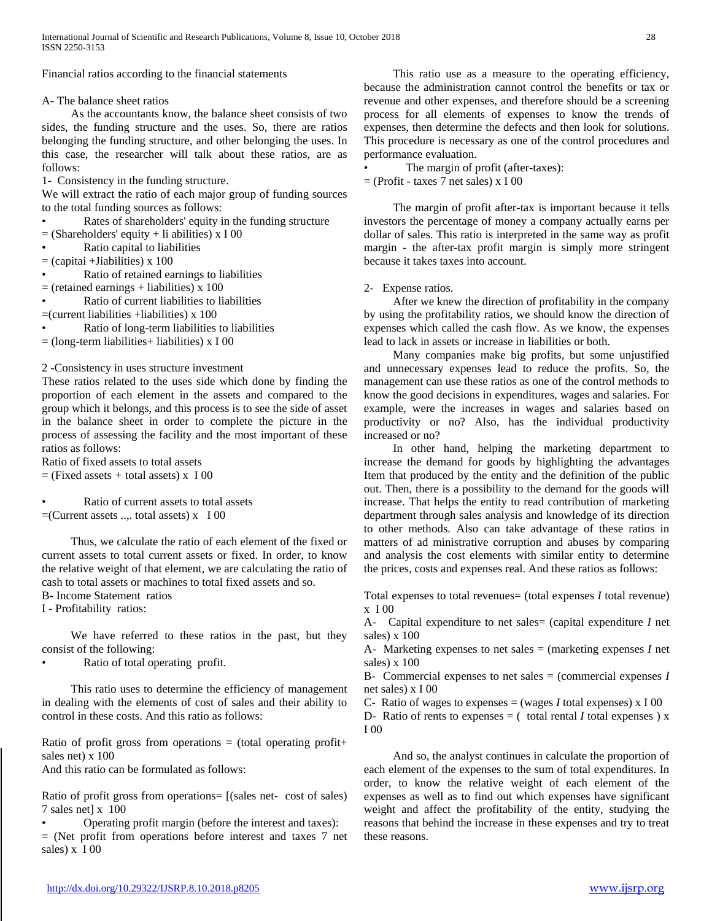Financial ratios according to the financial statements

A- The balance sheet ratios

As the accountants know, the balance sheet consists of two sides, the funding structure and the uses. So, there are ratios belonging the funding structure, and other belonging the uses. In this case, the researcher will talk about these ratios, are as follows:

1- Consistency in the funding structure.

We will extract the ratio of each major group of funding sources to the total funding sources as follows:

- Rates of shareholders' equity in the funding structure

= (Shareholders' equity + li abilities) x I 00

- Ratio capital to liabilities

= (capitai +Jiabilities) x 100

- Ratio of retained earnings to liabilities

= (retained earnings + liabilities) x 100

- Ratio of current liabilities to liabilities

=(current liabilities +liabilities) x 100

- Ratio of long-term liabilities to liabilities

= (long-term liabilities+ liabilities) x I 00

2 -Consistency in uses structure investment

These ratios related to the uses side which done by finding the proportion of each element in the assets and compared to the group which it belongs, and this process is to see the side of asset in the balance sheet in order to complete the picture in the process of assessing the facility and the most important of these ratios as follows:

Ratio of fixed assets to total assets

= (Fixed assets + total assets) x I 00

- Ratio of current assets to total assets

=(Current assets ..,. total assets) x I 00

Thus, we calculate the ratio of each element of the fixed or current assets to total current assets or fixed. In order, to know the relative weight of that element, we are calculating the ratio of cash to total assets or machines to total fixed assets and so.

B- Income Statement ratios

I - Profitability ratios:

We have referred to these ratios in the past, but they consist of the following:

- Ratio of total operating profit.

This ratio uses to determine the efficiency of management in dealing with the elements of cost of sales and their ability to control in these costs. And this ratio as follows:

Ratio of profit gross from operations = (total operating profit+ sales net) x 100

And this ratio can be formulated as follows:

Ratio of profit gross from operations= [(sales net- cost of sales) 7 sales net] x 100

- Operating profit margin (before the interest and taxes):

= (Net profit from operations before interest and taxes 7 net sales) x I 00

This ratio use as a measure to the operating efficiency, because the administration cannot control the benefits or tax or revenue and other expenses, and therefore should be a screening process for all elements of expenses to know the trends of expenses, then determine the defects and then look for solutions. This procedure is necessary as one of the control procedures and performance evaluation.

- The margin of profit (after-taxes):

= (Profit - taxes 7 net sales) x I 00

The margin of profit after-tax is important because it tells investors the percentage of money a company actually earns per dollar of sales. This ratio is interpreted in the same way as profit margin - the after-tax profit margin is simply more stringent because it takes taxes into account.

2- Expense ratios.

After we knew the direction of profitability in the company by using the profitability ratios, we should know the direction of expenses which called the cash flow. As we know, the expenses lead to lack in assets or increase in liabilities or both.

Many companies make big profits, but some unjustified and unnecessary expenses lead to reduce the profits. So, the management can use these ratios as one of the control methods to know the good decisions in expenditures, wages and salaries. For example, were the increases in wages and salaries based on productivity or no? Also, has the individual productivity increased or no?

In other hand, helping the marketing department to increase the demand for goods by highlighting the advantages Item that produced by the entity and the definition of the public out. Then, there is a possibility to the demand for the goods will increase. That helps the entity to read contribution of marketing department through sales analysis and knowledge of its direction to other methods. Also can take advantage of these ratios in matters of ad ministrative corruption and abuses by comparing and analysis the cost elements with similar entity to determine the prices, costs and expenses real. And these ratios as follows:

Total expenses to total revenues= (total expenses *I* total revenue) x I 00

A- Capital expenditure to net sales= (capital expenditure *I* net sales) x 100

A- Marketing expenses to net sales = (marketing expenses *I* net sales) x 100

B- Commercial expenses to net sales = (commercial expenses *I* net sales) x I 00

C- Ratio of wages to expenses = (wages *I* total expenses) x I 00

D- Ratio of rents to expenses = ( total rental *I* total expenses ) x I 00

And so, the analyst continues in calculate the proportion of each element of the expenses to the sum of total expenditures. In order, to know the relative weight of each element of the expenses as well as to find out which expenses have significant weight and affect the profitability of the entity, studying the reasons that behind the increase in these expenses and try to treat these reasons.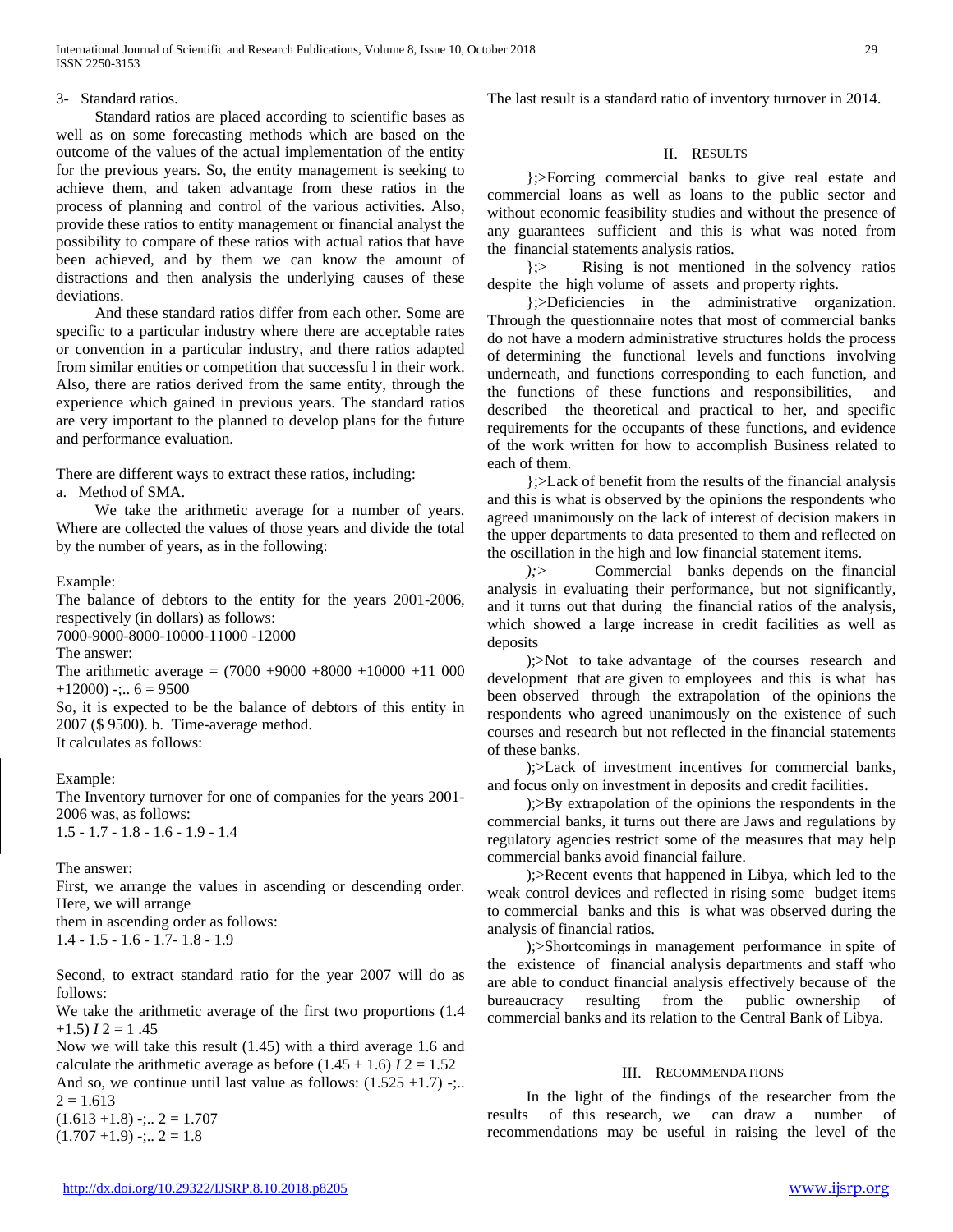3- Standard ratios.

Standard ratios are placed according to scientific bases as well as on some forecasting methods which are based on the outcome of the values of the actual implementation of the entity for the previous years. So, the entity management is seeking to achieve them, and taken advantage from these ratios in the process of planning and control of the various activities. Also, provide these ratios to entity management or financial analyst the possibility to compare of these ratios with actual ratios that have been achieved, and by them we can know the amount of distractions and then analysis the underlying causes of these deviations.

And these standard ratios differ from each other. Some are specific to a particular industry where there are acceptable rates or convention in a particular industry, and there ratios adapted from similar entities or competition that successfu l in their work. Also, there are ratios derived from the same entity, through the experience which gained in previous years. The standard ratios are very important to the planned to develop plans for the future and performance evaluation.

There are different ways to extract these ratios, including:

a. Method of SMA.

We take the arithmetic average for a number of years. Where are collected the values of those years and divide the total by the number of years, as in the following:

Example:

The balance of debtors to the entity for the years 2001-2006, respectively (in dollars) as follows:

7000-9000-8000-10000-11000 -12000

The answer:

The arithmetic average = (7000 +9000 +8000 +10000 +11 000 +12000) -;.. 6 = 9500

So, it is expected to be the balance of debtors of this entity in 2007 ($ 9500). b. Time-average method.

It calculates as follows:

Example:

The Inventory turnover for one of companies for the years 2001-2006 was, as follows:

1.5 - 1.7 - 1.8 - 1.6 - 1.9 - 1.4

The answer:

First, we arrange the values in ascending or descending order. Here, we will arrange

them in ascending order as follows:

1.4 - 1.5 - 1.6 - 1.7- 1.8 - 1.9

Second, to extract standard ratio for the year 2007 will do as follows:

We take the arithmetic average of the first two proportions (1.4 +1.5) *I* 2 = 1 .45

Now we will take this result (1.45) with a third average 1.6 and calculate the arithmetic average as before (1.45 + 1.6) *I* 2 = 1.52

And so, we continue until last value as follows: (1.525 +1.7) -;.. 2 = 1.613

(1.613 +1.8) -;.. 2 = 1.707

(1.707 +1.9) -;.. 2 = 1.8

The last result is a standard ratio of inventory turnover in 2014.

## II. Results

};>Forcing commercial banks to give real estate and commercial loans as well as loans to the public sector and without economic feasibility studies and without the presence of any guarantees sufficient and this is what was noted from the financial statements analysis ratios.

};> Rising is not mentioned in the solvency ratios despite the high volume of assets and property rights.

};>Deficiencies in the administrative organization. Through the questionnaire notes that most of commercial banks do not have a modern administrative structures holds the process of determining the functional levels and functions involving underneath, and functions corresponding to each function, and the functions of these functions and responsibilities, and described the theoretical and practical to her, and specific requirements for the occupants of these functions, and evidence of the work written for how to accomplish Business related to each of them.

};>Lack of benefit from the results of the financial analysis and this is what is observed by the opinions the respondents who agreed unanimously on the lack of interest of decision makers in the upper departments to data presented to them and reflected on the oscillation in the high and low financial statement items.

*);>* Commercial banks depends on the financial analysis in evaluating their performance, but not significantly, and it turns out that during the financial ratios of the analysis, which showed a large increase in credit facilities as well as deposits

);>Not to take advantage of the courses research and development that are given to employees and this is what has been observed through the extrapolation of the opinions the respondents who agreed unanimously on the existence of such courses and research but not reflected in the financial statements of these banks.

);>Lack of investment incentives for commercial banks, and focus only on investment in deposits and credit facilities.

);>By extrapolation of the opinions the respondents in the commercial banks, it turns out there are Jaws and regulations by regulatory agencies restrict some of the measures that may help commercial banks avoid financial failure.

);>Recent events that happened in Libya, which led to the weak control devices and reflected in rising some budget items to commercial banks and this is what was observed during the analysis of financial ratios.

);>Shortcomings in management performance in spite of the existence of financial analysis departments and staff who are able to conduct financial analysis effectively because of the bureaucracy resulting from the public ownership of commercial banks and its relation to the Central Bank of Libya.

## III. Recommendations

In the light of the findings of the researcher from the results of this research, we can draw a number of recommendations may be useful in raising the level of the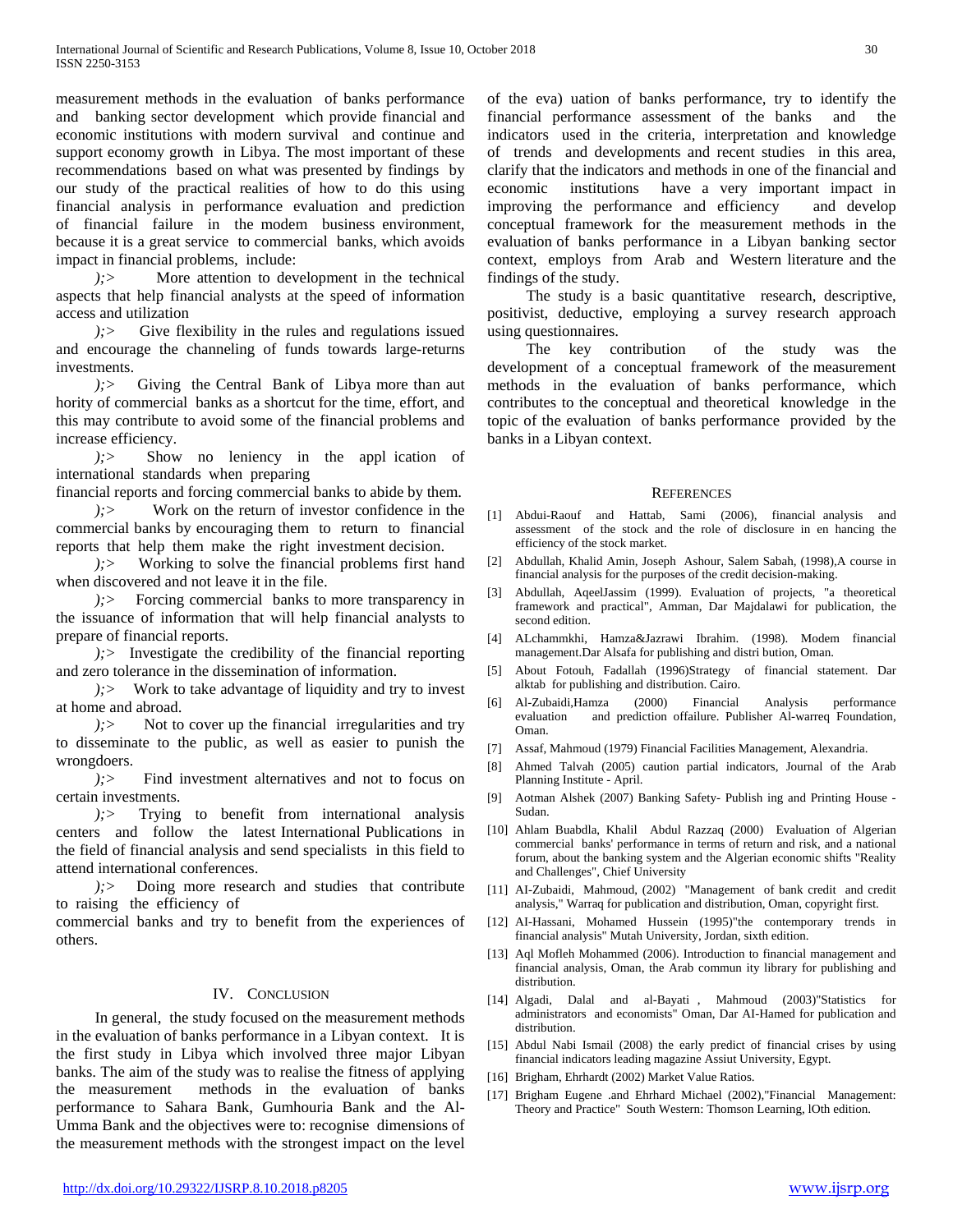measurement methods in the evaluation of banks performance and banking sector development which provide financial and economic institutions with modern survival and continue and support economy growth in Libya. The most important of these recommendations based on what was presented by findings by our study of the practical realities of how to do this using financial analysis in performance evaluation and prediction of financial failure in the modem business environment, because it is a great service to commercial banks, which avoids impact in financial problems, include:

);> More attention to development in the technical aspects that help financial analysts at the speed of information access and utilization

);> Give flexibility in the rules and regulations issued and encourage the channeling of funds towards large-returns investments.

);> Giving the Central Bank of Libya more than aut hority of commercial banks as a shortcut for the time, effort, and this may contribute to avoid some of the financial problems and increase efficiency.

);> Show no leniency in the appl ication of international standards when preparing financial reports and forcing commercial banks to abide by them.

);> Work on the return of investor confidence in the commercial banks by encouraging them to return to financial reports that help them make the right investment decision.

);> Working to solve the financial problems first hand when discovered and not leave it in the file.

);> Forcing commercial banks to more transparency in the issuance of information that will help financial analysts to prepare of financial reports.

);> Investigate the credibility of the financial reporting and zero tolerance in the dissemination of information.

);> Work to take advantage of liquidity and try to invest at home and abroad.

);> Not to cover up the financial irregularities and try to disseminate to the public, as well as easier to punish the wrongdoers.

);> Find investment alternatives and not to focus on certain investments.

);> Trying to benefit from international analysis centers and follow the latest International Publications in the field of financial analysis and send specialists in this field to attend international conferences.

);> Doing more research and studies that contribute to raising the efficiency of commercial banks and try to benefit from the experiences of others.

## IV. Conclusion

In general, the study focused on the measurement methods in the evaluation of banks performance in a Libyan context. It is the first study in Libya which involved three major Libyan banks. The aim of the study was to realise the fitness of applying the measurement methods in the evaluation of banks performance to Sahara Bank, Gumhouria Bank and the Al-Umma Bank and the objectives were to: recognise dimensions of the measurement methods with the strongest impact on the level of the eva) uation of banks performance, try to identify the financial performance assessment of the banks and the indicators used in the criteria, interpretation and knowledge of trends and developments and recent studies in this area, clarify that the indicators and methods in one of the financial and economic institutions have a very important impact in improving the performance and efficiency and develop conceptual framework for the measurement methods in the evaluation of banks performance in a Libyan banking sector context, employs from Arab and Western literature and the findings of the study.

The study is a basic quantitative research, descriptive, positivist, deductive, employing a survey research approach using questionnaires.

The key contribution of the study was the development of a conceptual framework of the measurement methods in the evaluation of banks performance, which contributes to the conceptual and theoretical knowledge in the topic of the evaluation of banks performance provided by the banks in a Libyan context.

## References

[1] Abdui-Raouf and Hattab, Sami (2006), financial analysis and assessment of the stock and the role of disclosure in en hancing the efficiency of the stock market.

[2] Abdullah, Khalid Amin, Joseph Ashour, Salem Sabah, (1998),A course in financial analysis for the purposes of the credit decision-making.

[3] Abdullah, AqeelJassim (1999). Evaluation of projects, "a theoretical framework and practical", Amman, Dar Majdalawi for publication, the second edition.

[4] ALchammkhi, Hamza&Jazrawi Ibrahim. (1998). Modem financial management.Dar Alsafa for publishing and distri bution, Oman.

[5] About Fotouh, Fadallah (1996)Strategy of financial statement. Dar alktab for publishing and distribution. Cairo.

[6] Al-Zubaidi,Hamza (2000) Financial Analysis performance evaluation and prediction offailure. Publisher Al-warreq Foundation, Oman.

[7] Assaf, Mahmoud (1979) Financial Facilities Management, Alexandria.

[8] Ahmed Talvah (2005) caution partial indicators, Journal of the Arab Planning Institute - April.

[9] Aotman Alshek (2007) Banking Safety- Publish ing and Printing House - Sudan.

[10] Ahlam Buabdla, Khalil Abdul Razzaq (2000) Evaluation of Algerian commercial banks' performance in terms of return and risk, and a national forum, about the banking system and the Algerian economic shifts "Reality and Challenges", Chief University

[11] AI-Zubaidi, Mahmoud, (2002) "Management of bank credit and credit analysis," Warraq for publication and distribution, Oman, copyright first.

[12] AI-Hassani, Mohamed Hussein (1995)"the contemporary trends in financial analysis" Mutah University, Jordan, sixth edition.

[13] Aql Mofleh Mohammed (2006). Introduction to financial management and financial analysis, Oman, the Arab commun ity library for publishing and distribution.

[14] Algadi, Dalal and al-Bayati , Mahmoud (2003)"Statistics for administrators and economists" Oman, Dar AI-Hamed for publication and distribution.

[15] Abdul Nabi Ismail (2008) the early predict of financial crises by using financial indicators leading magazine Assiut University, Egypt.

[16] Brigham, Ehrhardt (2002) Market Value Ratios.

[17] Brigham Eugene .and Ehrhard Michael (2002),"Financial Management: Theory and Practice" South Western: Thomson Learning, lOth edition.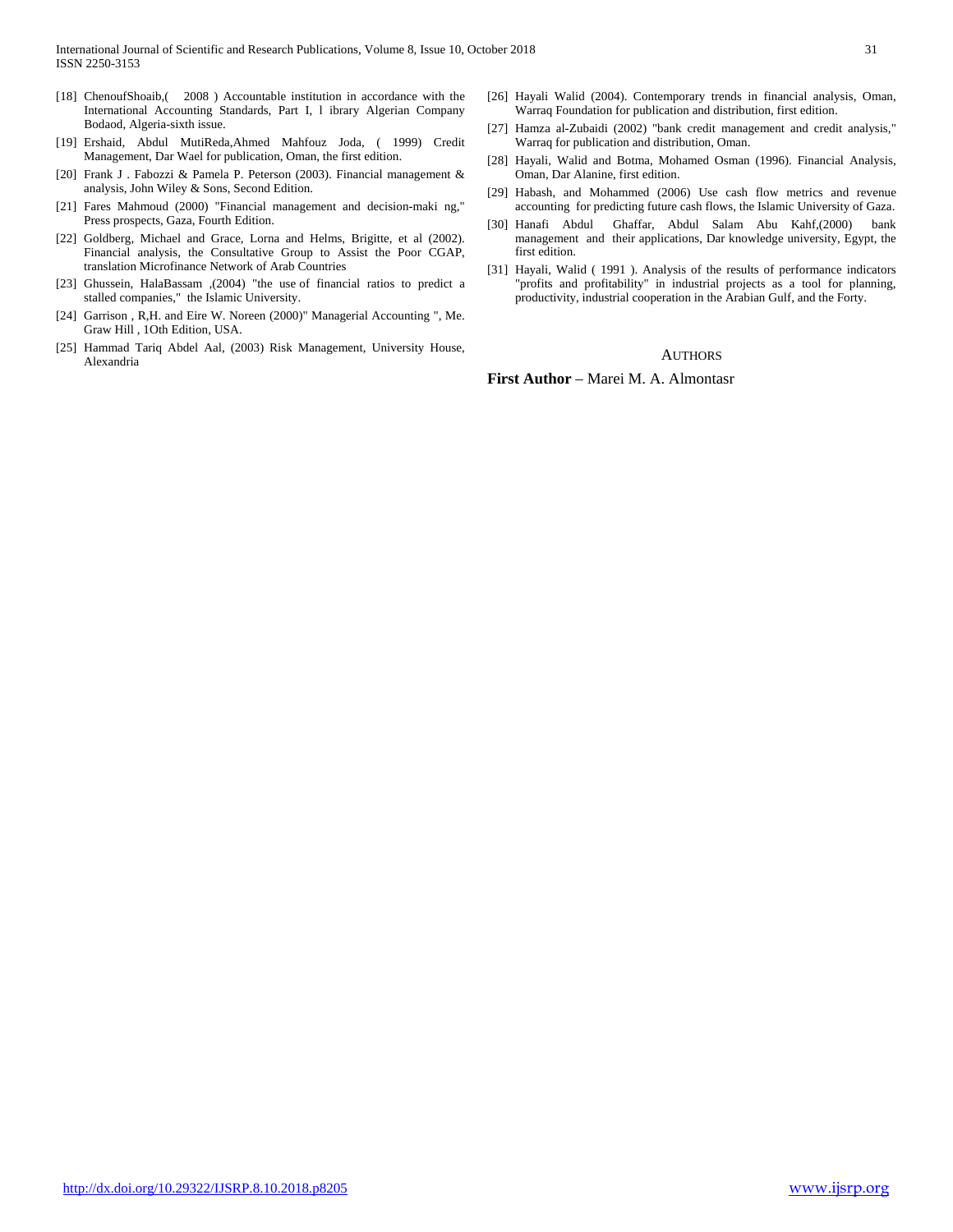[18] ChenoufShoaib,( 2008 ) Accountable institution in accordance with the International Accounting Standards, Part I, l ibrary Algerian Company Bodaod, Algeria-sixth issue.

[19] Ershaid, Abdul MutiReda,Ahmed Mahfouz Joda, ( 1999) Credit Management, Dar Wael for publication, Oman, the first edition.

[20] Frank J . Fabozzi & Pamela P. Peterson (2003). Financial management & analysis, John Wiley & Sons, Second Edition.

[21] Fares Mahmoud (2000) "Financial management and decision-maki ng," Press prospects, Gaza, Fourth Edition.

[22] Goldberg, Michael and Grace, Lorna and Helms, Brigitte, et al (2002). Financial analysis, the Consultative Group to Assist the Poor CGAP, translation Microfinance Network of Arab Countries

[23] Ghussein, HalaBassam ,(2004) "the use of financial ratios to predict a stalled companies," the Islamic University.

[24] Garrison , R,H. and Eire W. Noreen (2000)" Managerial Accounting ", Me. Graw Hill , 1Oth Edition, USA.

[25] Hammad Tariq Abdel Aal, (2003) Risk Management, University House, Alexandria

[26] Hayali Walid (2004). Contemporary trends in financial analysis, Oman, Warraq Foundation for publication and distribution, first edition.

[27] Hamza al-Zubaidi (2002) "bank credit management and credit analysis," Warraq for publication and distribution, Oman.

[28] Hayali, Walid and Botma, Mohamed Osman (1996). Financial Analysis, Oman, Dar Alanine, first edition.

[29] Habash, and Mohammed (2006) Use cash flow metrics and revenue accounting for predicting future cash flows, the Islamic University of Gaza.

[30] Hanafi Abdul Ghaffar, Abdul Salam Abu Kahf,(2000) bank management and their applications, Dar knowledge university, Egypt, the first edition.

[31] Hayali, Walid ( 1991 ). Analysis of the results of performance indicators "profits and profitability" in industrial projects as a tool for planning, productivity, industrial cooperation in the Arabian Gulf, and the Forty.

## Authors

**First Author** – Marei M. A. Almontasr